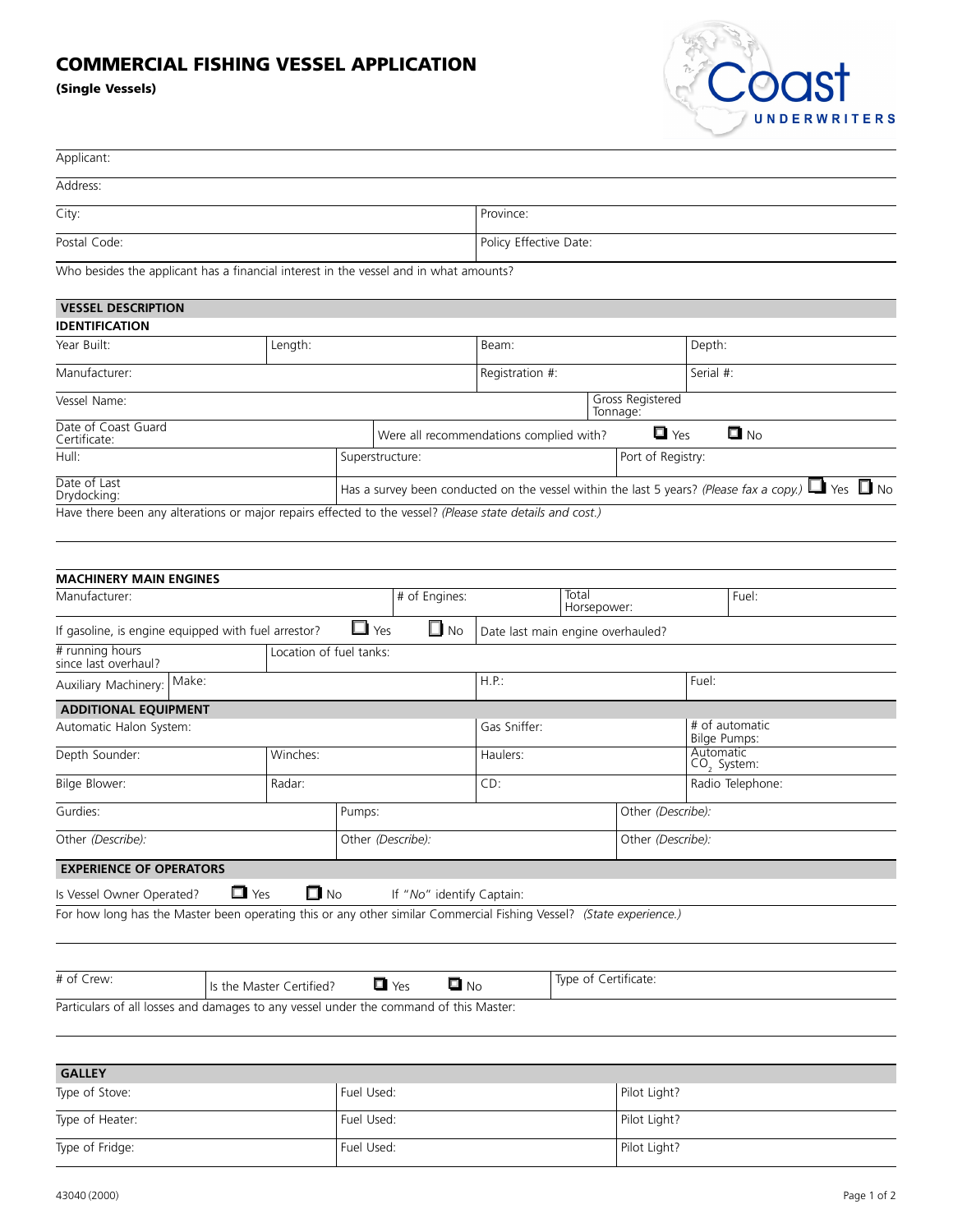# COMMERCIAL FISHING VESSEL APPLICATION

**(Single Vessels)**

Coast UNDERWRITERS

| | |
|---|---|
| Applicant: | |
| Address: | |
| City: | Province: |
| Postal Code: | Policy Effective Date: |

Who besides the applicant has a financial interest in the vessel and in what amounts?

## VESSEL DESCRIPTION

### IDENTIFICATION

| | | | |
|---|---|---|---|
| Year Built: | Length: | Beam: | Depth: |
| Manufacturer: | | Registration #: | Serial #: |
| Vessel Name: | | | Gross Registered Tonnage: |
| Date of Coast Guard Certificate: | Were all recommendations complied with? ❑ Yes ❑ No | | |
| Hull: | Superstructure: | Port of Registry: | |
| Date of Last Drydocking: | Has a survey been conducted on the vessel within the last 5 years? *(Please fax a copy.)* ❑ Yes ❑ No | | |

Have there been any alterations or major repairs effected to the vessel? *(Please state details and cost.)*

### MACHINERY MAIN ENGINES

| | | | |
|---|---|---|---|
| Manufacturer: | # of Engines: | Total Horsepower: | Fuel: |
| If gasoline, is engine equipped with fuel arrestor? ❑ Yes ❑ No | | Date last main engine overhauled? | |
| # running hours since last overhaul? | Location of fuel tanks: | | |
| Auxiliary Machinery: Make: | | H.P.: | Fuel: |

### ADDITIONAL EQUIPMENT

| | | | |
|---|---|---|---|
| Automatic Halon System: | | Gas Sniffer: | # of automatic Bilge Pumps: |
| Depth Sounder: | Winches: | Haulers: | Automatic $CO_2$ System: |
| Bilge Blower: | Radar: | CD: | Radio Telephone: |
| Gurdies: | Pumps: | Other *(Describe)*: | |
| Other *(Describe)*: | Other *(Describe)*: | Other *(Describe)*: | |

### EXPERIENCE OF OPERATORS

Is Vessel Owner Operated? ❑ Yes ❑ No If "*No*" identify Captain:

For how long has the Master been operating this or any other similar Commercial Fishing Vessel? *(State experience.)*

| | | |
|---|---|---|
| # of Crew: | Is the Master Certified? ❑ Yes ❑ No | Type of Certificate: |

Particulars of all losses and damages to any vessel under the command of this Master:

### GALLEY

| | | |
|---|---|---|
| Type of Stove: | Fuel Used: | Pilot Light? |
| Type of Heater: | Fuel Used: | Pilot Light? |
| Type of Fridge: | Fuel Used: | Pilot Light? |

43040 (2000)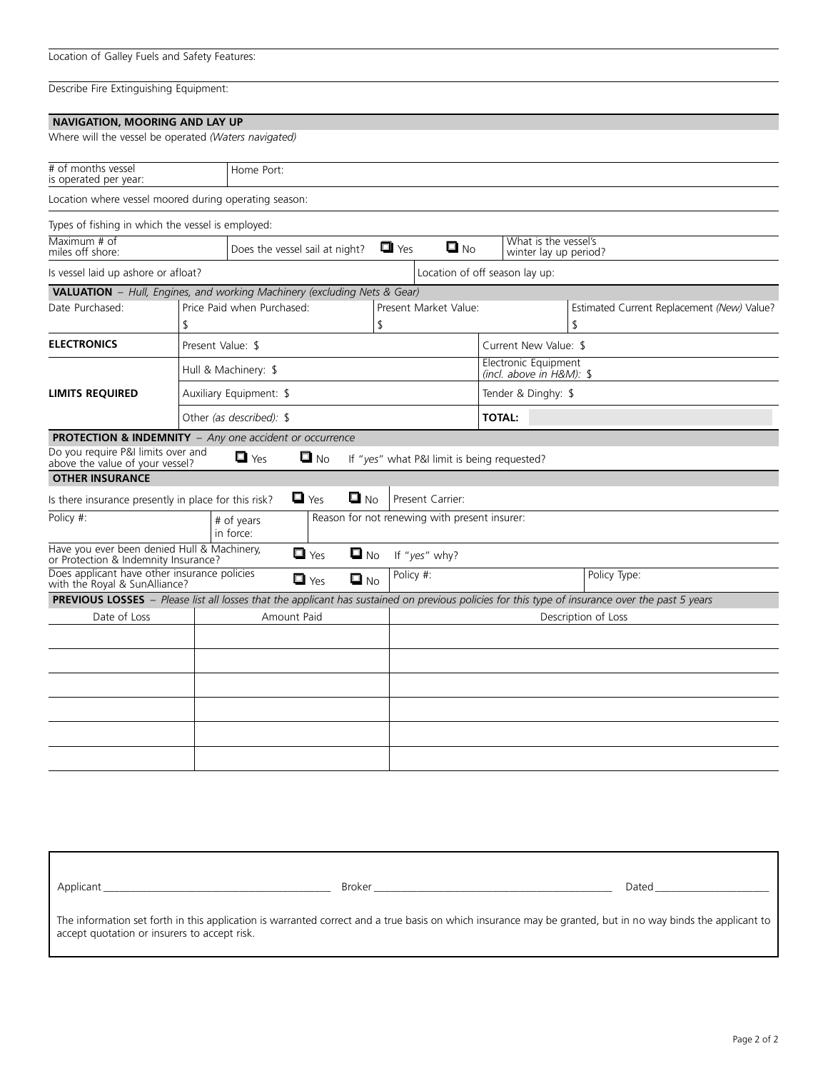Location of Galley Fuels and Safety Features:

Describe Fire Extinguishing Equipment:

## NAVIGATION, MOORING AND LAY UP

Where will the vessel be operated *(Waters navigated)*

| | |
|---|---|
| # of months vessel is operated per year: | Home Port: |

Location where vessel moored during operating season:

Types of fishing in which the vessel is employed:

| | | |
|---|---|---|
| Maximum # of miles off shore: | Does the vessel sail at night? ☐ Yes ☐ No | What is the vessel's winter lay up period? |

| | |
|---|---|
| Is vessel laid up ashore or afloat? | Location of off season lay up: |

## VALUATION – *Hull, Engines, and working Machinery (excluding Nets & Gear)*

| Date Purchased: | Price Paid when Purchased: | Present Market Value: | Estimated Current Replacement *(New)* Value? |
|---|---|---|---|
| | $ | $ | $ |

| | | |
|---|---|---|
| **ELECTRONICS** | Present Value: $ | Current New Value: $ |
| **LIMITS REQUIRED** | Hull & Machinery: $ | Electronic Equipment *(incl. above in H&M)*: $ |
| | Auxiliary Equipment: $ | Tender & Dinghy: $ |
| | Other *(as described)*: $ | **TOTAL:** |

## PROTECTION & INDEMNITY – *Any one accident or occurrence*

Do you require P&I limits over and above the value of your vessel? ☐ Yes ☐ No If "*yes*" what P&I limit is being requested?

## OTHER INSURANCE

| | | |
|---|---|---|
| Is there insurance presently in place for this risk? ☐ Yes ☐ No | Present Carrier: | |
| Policy #: | # of years in force: | Reason for not renewing with present insurer: |
| Have you ever been denied Hull & Machinery, or Protection & Indemnity Insurance? ☐ Yes ☐ No | If "*yes*" why? | |
| Does applicant have other insurance policies with the Royal & SunAlliance? ☐ Yes ☐ No | Policy #: | Policy Type: |

## PREVIOUS LOSSES – *Please list all losses that the applicant has sustained on previous policies for this type of insurance over the past 5 years*

| Date of Loss | Amount Paid | Description of Loss |
|---|---|---|
| | | |
| | | |
| | | |
| | | |
| | | |
| | | |

Applicant \_\_\_\_\_\_\_\_\_\_\_\_\_\_\_\_\_\_\_\_\_\_\_\_\_\_\_\_\_\_\_\_\_\_\_\_ Broker \_\_\_\_\_\_\_\_\_\_\_\_\_\_\_\_\_\_\_\_\_\_\_\_\_\_\_\_\_\_\_\_\_\_\_\_\_\_ Dated \_\_\_\_\_\_\_\_\_\_\_\_\_\_\_\_\_\_

The information set forth in this application is warranted correct and a true basis on which insurance may be granted, but in no way binds the applicant to accept quotation or insurers to accept risk.